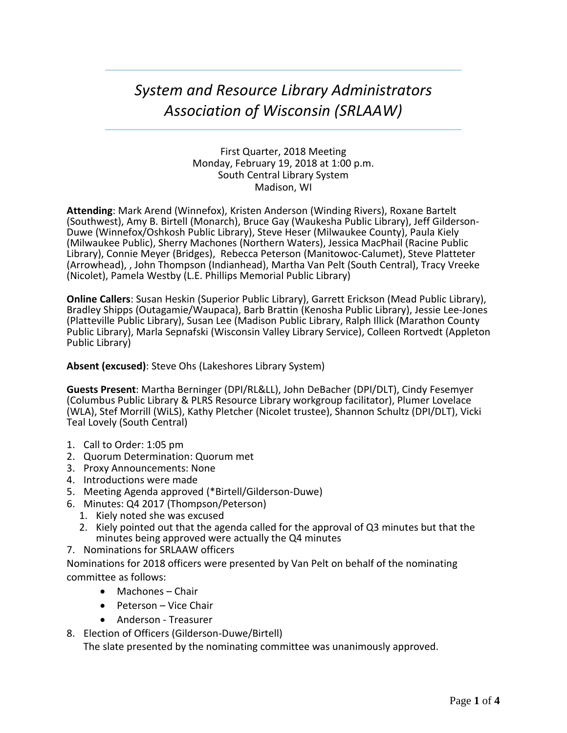# *System and Resource Library Administrators Association of Wisconsin (SRLAAW)*

First Quarter, 2018 Meeting
Monday, February 19, 2018 at 1:00 p.m.
South Central Library System
Madison, WI

**Attending**: Mark Arend (Winnefox), Kristen Anderson (Winding Rivers), Roxane Bartelt (Southwest), Amy B. Birtell (Monarch), Bruce Gay (Waukesha Public Library), Jeff Gilderson-Duwe (Winnefox/Oshkosh Public Library), Steve Heser (Milwaukee County), Paula Kiely (Milwaukee Public), Sherry Machones (Northern Waters), Jessica MacPhail (Racine Public Library), Connie Meyer (Bridges), Rebecca Peterson (Manitowoc-Calumet), Steve Platteter (Arrowhead), , John Thompson (Indianhead), Martha Van Pelt (South Central), Tracy Vreeke (Nicolet), Pamela Westby (L.E. Phillips Memorial Public Library)

**Online Callers**: Susan Heskin (Superior Public Library), Garrett Erickson (Mead Public Library), Bradley Shipps (Outagamie/Waupaca), Barb Brattin (Kenosha Public Library), Jessie Lee-Jones (Platteville Public Library), Susan Lee (Madison Public Library, Ralph Illick (Marathon County Public Library), Marla Sepnafski (Wisconsin Valley Library Service), Colleen Rortvedt (Appleton Public Library)

**Absent (excused)**: Steve Ohs (Lakeshores Library System)

**Guests Present**: Martha Berninger (DPI/RL&LL), John DeBacher (DPI/DLT), Cindy Fesemyer (Columbus Public Library & PLRS Resource Library workgroup facilitator), Plumer Lovelace (WLA), Stef Morrill (WiLS), Kathy Pletcher (Nicolet trustee), Shannon Schultz (DPI/DLT), Vicki Teal Lovely (South Central)

1. Call to Order: 1:05 pm
2. Quorum Determination: Quorum met
3. Proxy Announcements: None
4. Introductions were made
5. Meeting Agenda approved (*Birtell/Gilderson-Duwe)
6. Minutes: Q4 2017 (Thompson/Peterson)
   1. Kiely noted she was excused
   2. Kiely pointed out that the agenda called for the approval of Q3 minutes but that the minutes being approved were actually the Q4 minutes
7. Nominations for SRLAAW officers

Nominations for 2018 officers were presented by Van Pelt on behalf of the nominating committee as follows:

- Machones – Chair
- Peterson – Vice Chair
- Anderson - Treasurer

8. Election of Officers (Gilderson-Duwe/Birtell)

   The slate presented by the nominating committee was unanimously approved.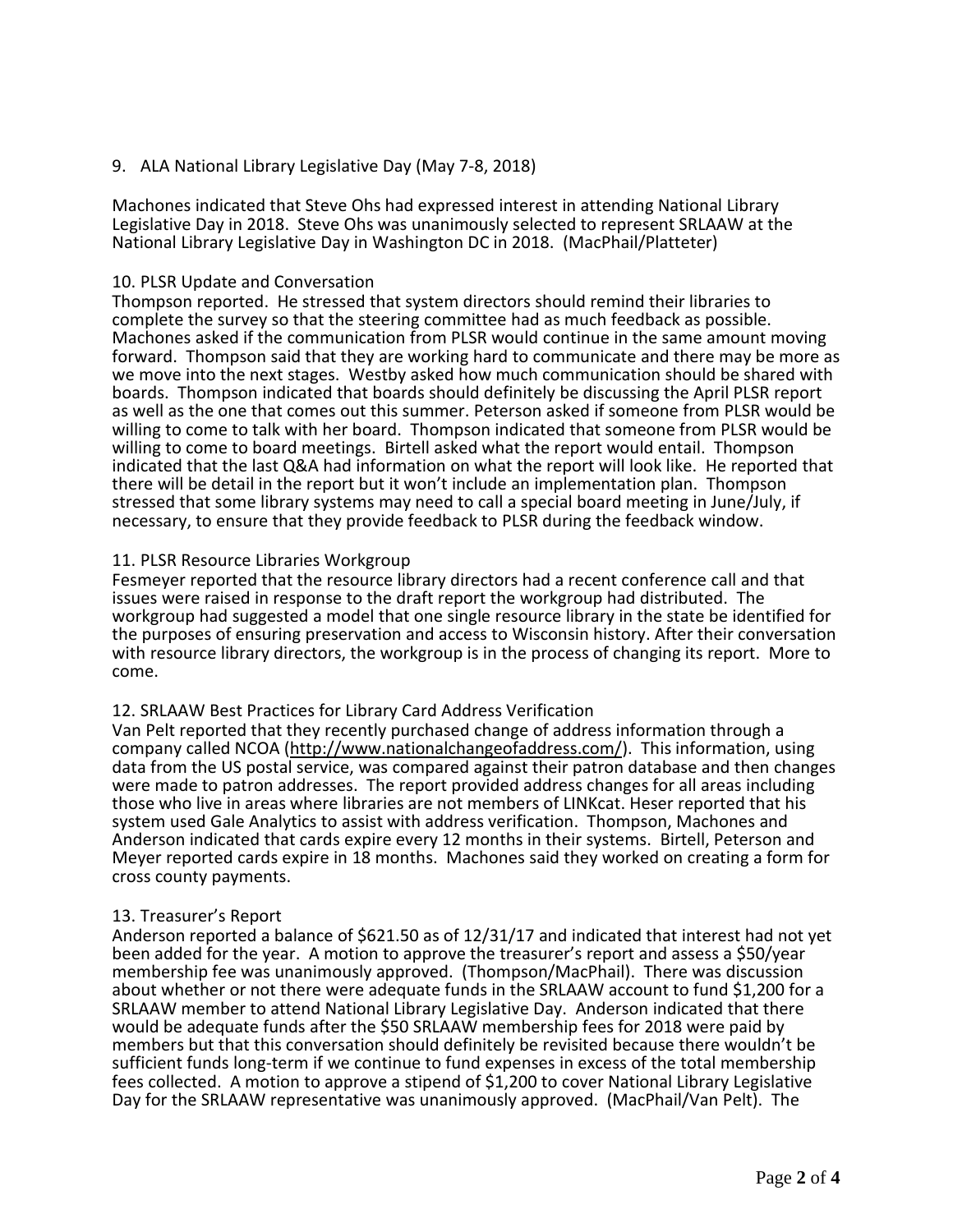9. ALA National Library Legislative Day (May 7-8, 2018)

Machones indicated that Steve Ohs had expressed interest in attending National Library Legislative Day in 2018. Steve Ohs was unanimously selected to represent SRLAAW at the National Library Legislative Day in Washington DC in 2018. (MacPhail/Platteter)

10. PLSR Update and Conversation

Thompson reported. He stressed that system directors should remind their libraries to complete the survey so that the steering committee had as much feedback as possible. Machones asked if the communication from PLSR would continue in the same amount moving forward. Thompson said that they are working hard to communicate and there may be more as we move into the next stages. Westby asked how much communication should be shared with boards. Thompson indicated that boards should definitely be discussing the April PLSR report as well as the one that comes out this summer. Peterson asked if someone from PLSR would be willing to come to talk with her board. Thompson indicated that someone from PLSR would be willing to come to board meetings. Birtell asked what the report would entail. Thompson indicated that the last Q&A had information on what the report will look like. He reported that there will be detail in the report but it won't include an implementation plan. Thompson stressed that some library systems may need to call a special board meeting in June/July, if necessary, to ensure that they provide feedback to PLSR during the feedback window.

11. PLSR Resource Libraries Workgroup

Fesmeyer reported that the resource library directors had a recent conference call and that issues were raised in response to the draft report the workgroup had distributed. The workgroup had suggested a model that one single resource library in the state be identified for the purposes of ensuring preservation and access to Wisconsin history. After their conversation with resource library directors, the workgroup is in the process of changing its report. More to come.

12. SRLAAW Best Practices for Library Card Address Verification

Van Pelt reported that they recently purchased change of address information through a company called NCOA (http://www.nationalchangeofaddress.com/). This information, using data from the US postal service, was compared against their patron database and then changes were made to patron addresses. The report provided address changes for all areas including those who live in areas where libraries are not members of LINKcat. Heser reported that his system used Gale Analytics to assist with address verification. Thompson, Machones and Anderson indicated that cards expire every 12 months in their systems. Birtell, Peterson and Meyer reported cards expire in 18 months. Machones said they worked on creating a form for cross county payments.

13. Treasurer's Report

Anderson reported a balance of $621.50 as of 12/31/17 and indicated that interest had not yet been added for the year. A motion to approve the treasurer's report and assess a $50/year membership fee was unanimously approved. (Thompson/MacPhail). There was discussion about whether or not there were adequate funds in the SRLAAW account to fund $1,200 for a SRLAAW member to attend National Library Legislative Day. Anderson indicated that there would be adequate funds after the $50 SRLAAW membership fees for 2018 were paid by members but that this conversation should definitely be revisited because there wouldn't be sufficient funds long-term if we continue to fund expenses in excess of the total membership fees collected. A motion to approve a stipend of $1,200 to cover National Library Legislative Day for the SRLAAW representative was unanimously approved. (MacPhail/Van Pelt). The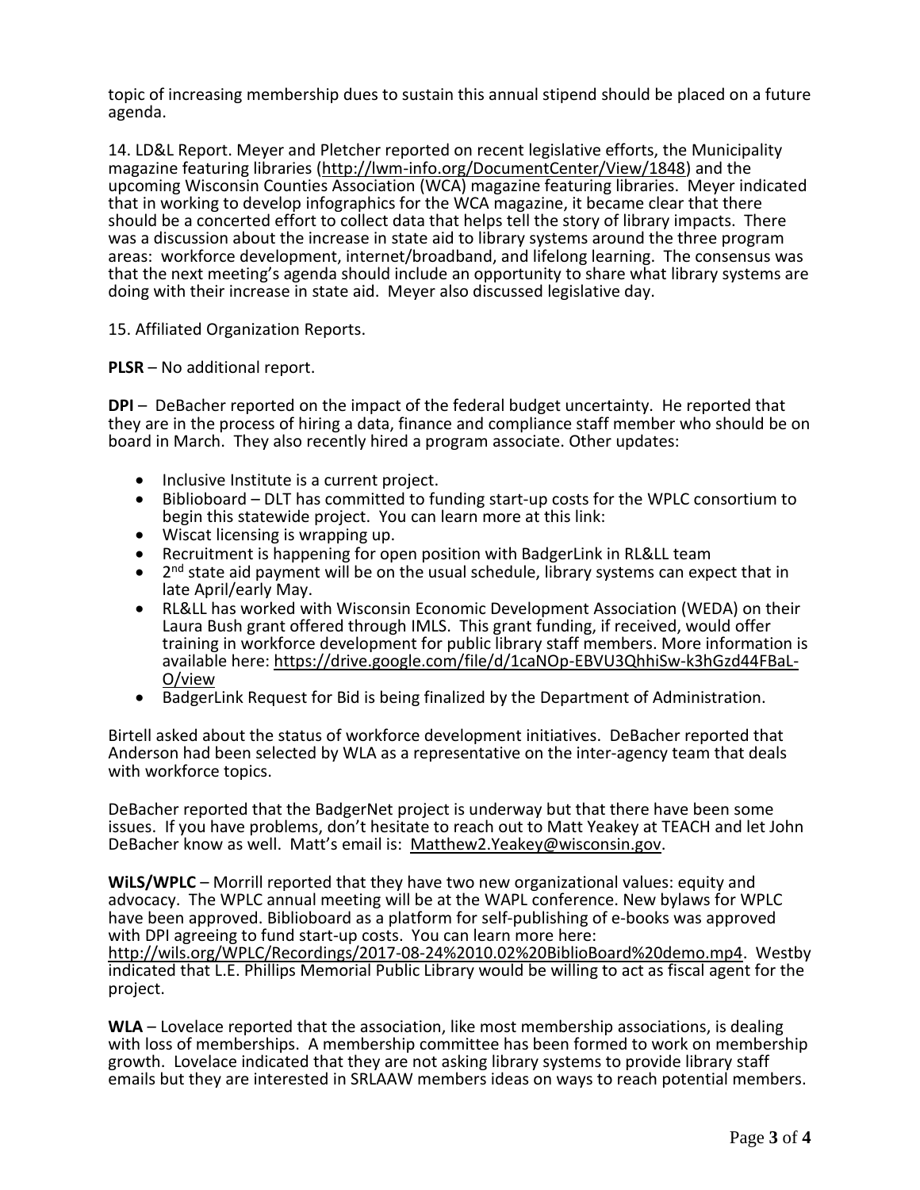topic of increasing membership dues to sustain this annual stipend should be placed on a future agenda.

14. LD&L Report. Meyer and Pletcher reported on recent legislative efforts, the Municipality magazine featuring libraries (http://lwm-info.org/DocumentCenter/View/1848) and the upcoming Wisconsin Counties Association (WCA) magazine featuring libraries. Meyer indicated that in working to develop infographics for the WCA magazine, it became clear that there should be a concerted effort to collect data that helps tell the story of library impacts. There was a discussion about the increase in state aid to library systems around the three program areas: workforce development, internet/broadband, and lifelong learning. The consensus was that the next meeting's agenda should include an opportunity to share what library systems are doing with their increase in state aid. Meyer also discussed legislative day.

15. Affiliated Organization Reports.

**PLSR** – No additional report.

**DPI** – DeBacher reported on the impact of the federal budget uncertainty. He reported that they are in the process of hiring a data, finance and compliance staff member who should be on board in March. They also recently hired a program associate. Other updates:

- Inclusive Institute is a current project.
- Biblioboard – DLT has committed to funding start-up costs for the WPLC consortium to begin this statewide project. You can learn more at this link:
- Wiscat licensing is wrapping up.
- Recruitment is happening for open position with BadgerLink in RL&LL team
- 2nd state aid payment will be on the usual schedule, library systems can expect that in late April/early May.
- RL&LL has worked with Wisconsin Economic Development Association (WEDA) on their Laura Bush grant offered through IMLS. This grant funding, if received, would offer training in workforce development for public library staff members. More information is available here: https://drive.google.com/file/d/1caNOp-EBVU3QhhiSw-k3hGzd44FBaL-O/view
- BadgerLink Request for Bid is being finalized by the Department of Administration.

Birtell asked about the status of workforce development initiatives. DeBacher reported that Anderson had been selected by WLA as a representative on the inter-agency team that deals with workforce topics.

DeBacher reported that the BadgerNet project is underway but that there have been some issues. If you have problems, don't hesitate to reach out to Matt Yeakey at TEACH and let John DeBacher know as well. Matt's email is: Matthew2.Yeakey@wisconsin.gov.

**WiLS/WPLC** – Morrill reported that they have two new organizational values: equity and advocacy. The WPLC annual meeting will be at the WAPL conference. New bylaws for WPLC have been approved. Biblioboard as a platform for self-publishing of e-books was approved with DPI agreeing to fund start-up costs. You can learn more here: http://wils.org/WPLC/Recordings/2017-08-24%2010.02%20BiblioBoard%20demo.mp4. Westby indicated that L.E. Phillips Memorial Public Library would be willing to act as fiscal agent for the project.

**WLA** – Lovelace reported that the association, like most membership associations, is dealing with loss of memberships. A membership committee has been formed to work on membership growth. Lovelace indicated that they are not asking library systems to provide library staff emails but they are interested in SRLAAW members ideas on ways to reach potential members.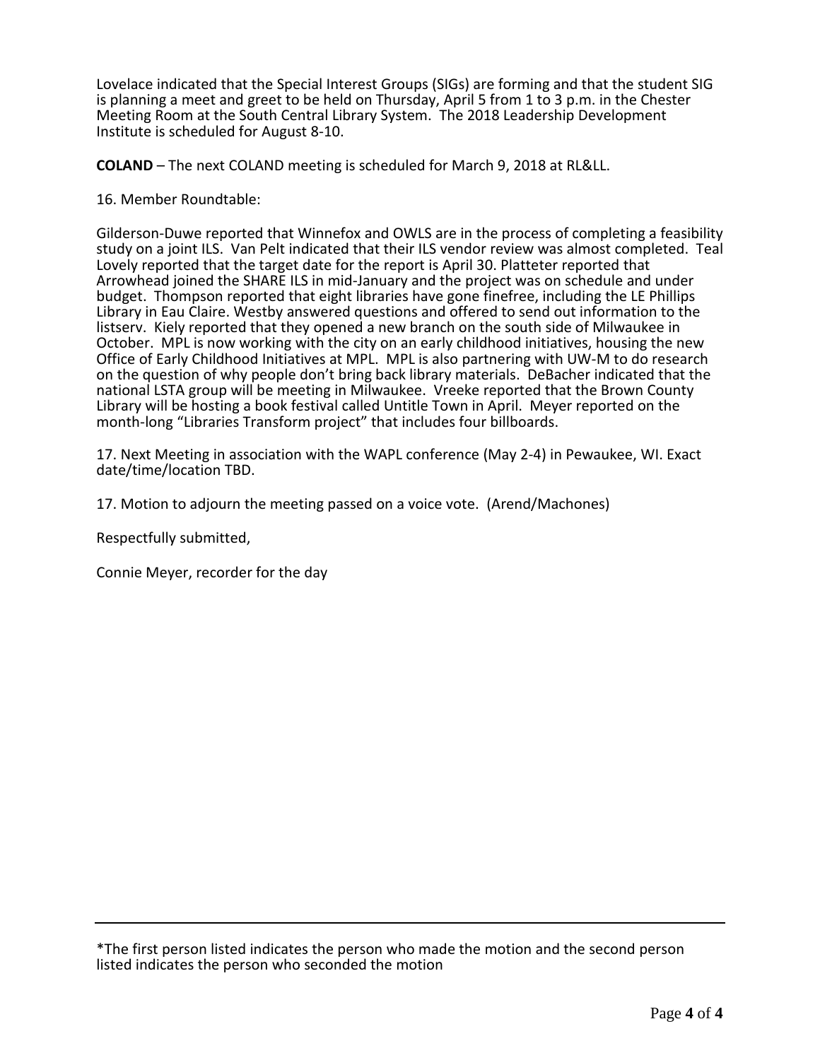Lovelace indicated that the Special Interest Groups (SIGs) are forming and that the student SIG is planning a meet and greet to be held on Thursday, April 5 from 1 to 3 p.m. in the Chester Meeting Room at the South Central Library System. The 2018 Leadership Development Institute is scheduled for August 8-10.

**COLAND** – The next COLAND meeting is scheduled for March 9, 2018 at RL&LL.

16. Member Roundtable:

Gilderson-Duwe reported that Winnefox and OWLS are in the process of completing a feasibility study on a joint ILS. Van Pelt indicated that their ILS vendor review was almost completed. Teal Lovely reported that the target date for the report is April 30. Platteter reported that Arrowhead joined the SHARE ILS in mid-January and the project was on schedule and under budget. Thompson reported that eight libraries have gone finefree, including the LE Phillips Library in Eau Claire. Westby answered questions and offered to send out information to the listserv. Kiely reported that they opened a new branch on the south side of Milwaukee in October. MPL is now working with the city on an early childhood initiatives, housing the new Office of Early Childhood Initiatives at MPL. MPL is also partnering with UW-M to do research on the question of why people don't bring back library materials. DeBacher indicated that the national LSTA group will be meeting in Milwaukee. Vreeke reported that the Brown County Library will be hosting a book festival called Untitle Town in April. Meyer reported on the month-long "Libraries Transform project" that includes four billboards.

17. Next Meeting in association with the WAPL conference (May 2-4) in Pewaukee, WI. Exact date/time/location TBD.

17. Motion to adjourn the meeting passed on a voice vote. (Arend/Machones)

Respectfully submitted,

Connie Meyer, recorder for the day

---

*The first person listed indicates the person who made the motion and the second person listed indicates the person who seconded the motion